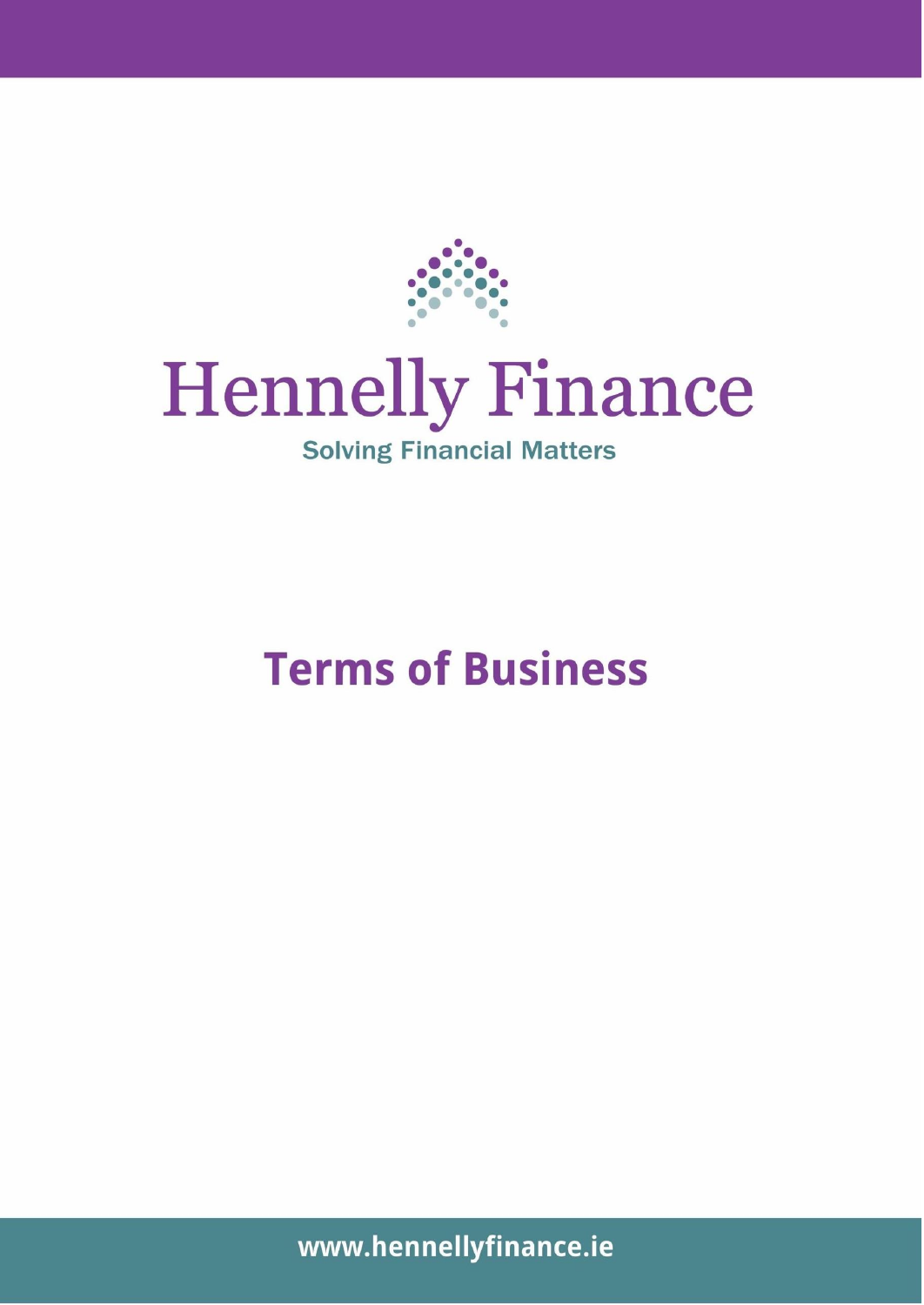# Hennelly Finance

Solving Financial Matters

## Terms of Business

www.hennellyfinance.ie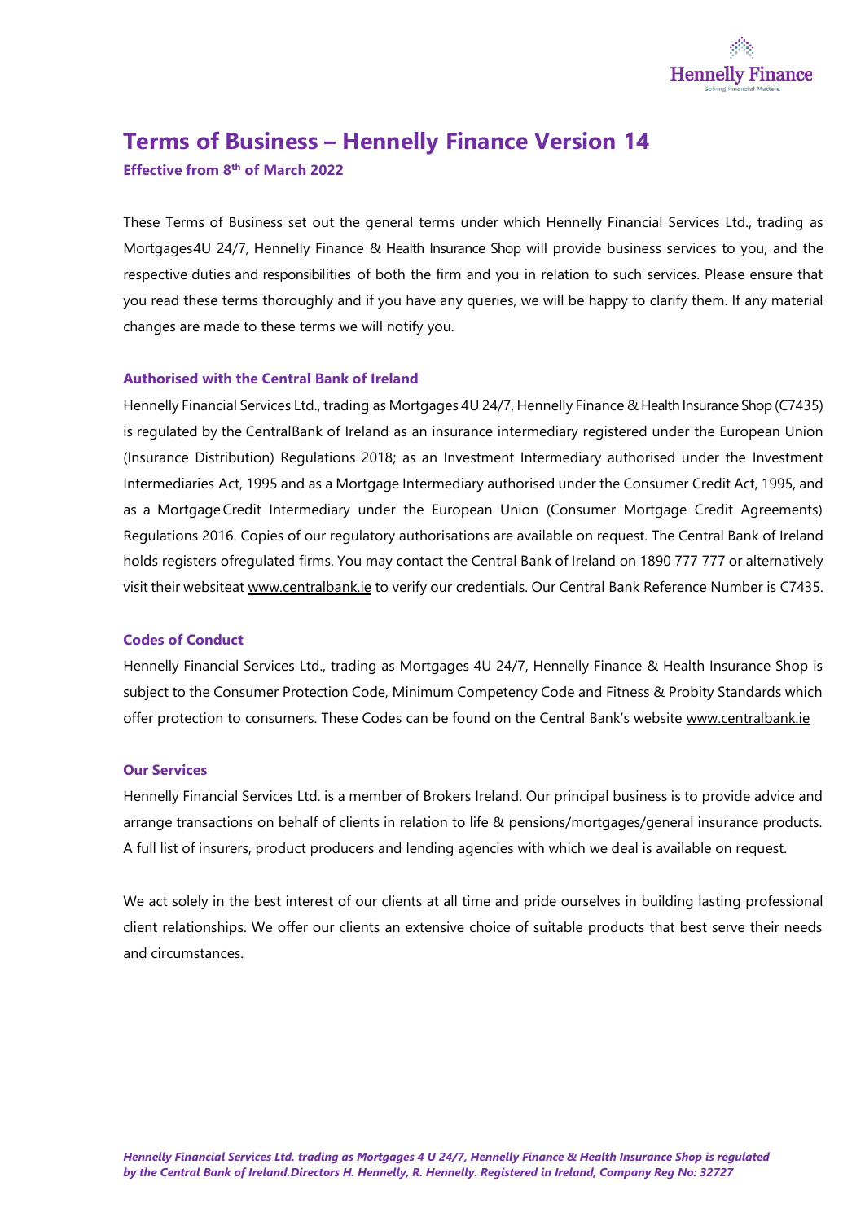# Terms of Business – Hennelly Finance Version 14

**Effective from 8th of March 2022**

These Terms of Business set out the general terms under which Hennelly Financial Services Ltd., trading as Mortgages4U 24/7, Hennelly Finance & Health Insurance Shop will provide business services to you, and the respective duties and responsibilities of both the firm and you in relation to such services. Please ensure that you read these terms thoroughly and if you have any queries, we will be happy to clarify them. If any material changes are made to these terms we will notify you.

## Authorised with the Central Bank of Ireland

Hennelly Financial Services Ltd., trading as Mortgages 4U 24/7, Hennelly Finance & Health Insurance Shop (C7435) is regulated by the CentralBank of Ireland as an insurance intermediary registered under the European Union (Insurance Distribution) Regulations 2018; as an Investment Intermediary authorised under the Investment Intermediaries Act, 1995 and as a Mortgage Intermediary authorised under the Consumer Credit Act, 1995, and as a Mortgage Credit Intermediary under the European Union (Consumer Mortgage Credit Agreements) Regulations 2016. Copies of our regulatory authorisations are available on request. The Central Bank of Ireland holds registers ofregulated firms. You may contact the Central Bank of Ireland on 1890 777 777 or alternatively visit their websiteat www.centralbank.ie to verify our credentials. Our Central Bank Reference Number is C7435.

## Codes of Conduct

Hennelly Financial Services Ltd., trading as Mortgages 4U 24/7, Hennelly Finance & Health Insurance Shop is subject to the Consumer Protection Code, Minimum Competency Code and Fitness & Probity Standards which offer protection to consumers. These Codes can be found on the Central Bank's website www.centralbank.ie

## Our Services

Hennelly Financial Services Ltd. is a member of Brokers Ireland. Our principal business is to provide advice and arrange transactions on behalf of clients in relation to life & pensions/mortgages/general insurance products. A full list of insurers, product producers and lending agencies with which we deal is available on request.

We act solely in the best interest of our clients at all time and pride ourselves in building lasting professional client relationships. We offer our clients an extensive choice of suitable products that best serve their needs and circumstances.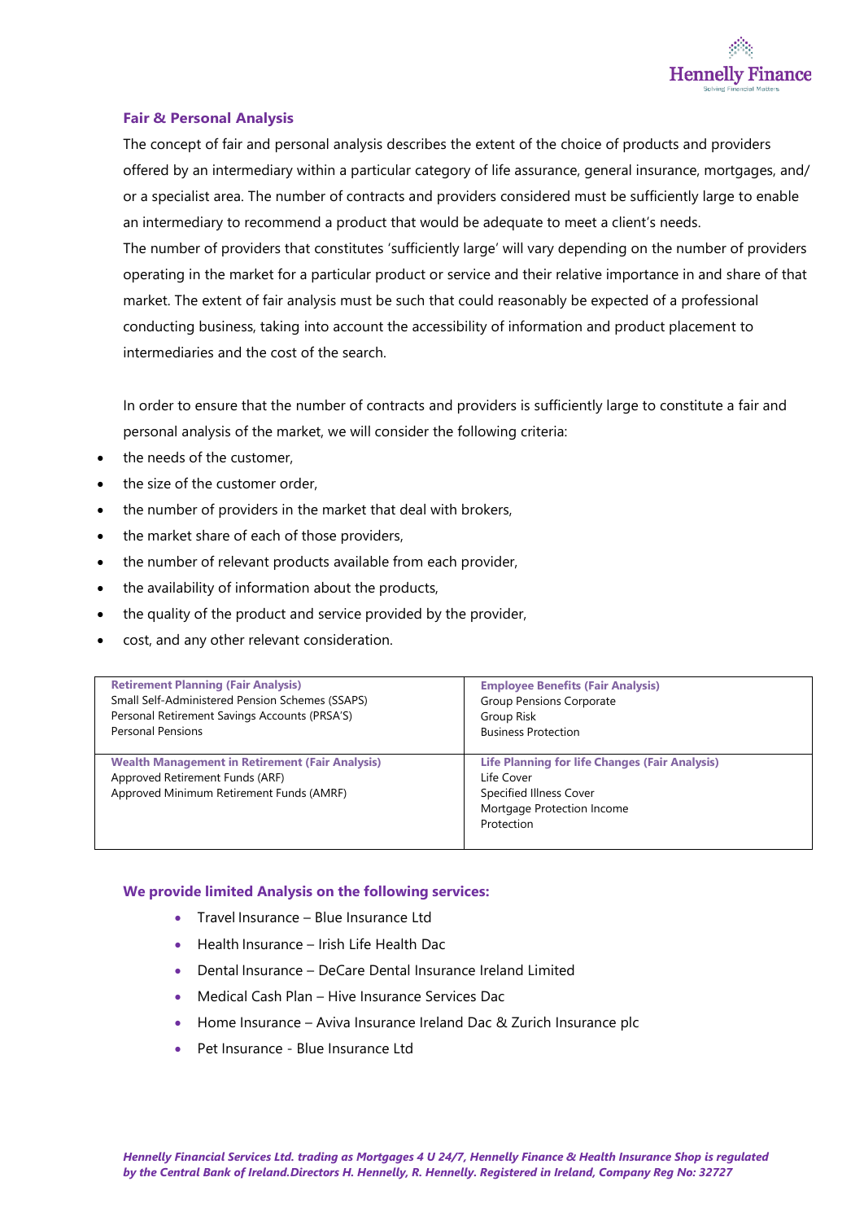## Fair & Personal Analysis

The concept of fair and personal analysis describes the extent of the choice of products and providers offered by an intermediary within a particular category of life assurance, general insurance, mortgages, and/ or a specialist area. The number of contracts and providers considered must be sufficiently large to enable an intermediary to recommend a product that would be adequate to meet a client's needs.

The number of providers that constitutes 'sufficiently large' will vary depending on the number of providers operating in the market for a particular product or service and their relative importance in and share of that market. The extent of fair analysis must be such that could reasonably be expected of a professional conducting business, taking into account the accessibility of information and product placement to intermediaries and the cost of the search.

In order to ensure that the number of contracts and providers is sufficiently large to constitute a fair and personal analysis of the market, we will consider the following criteria:

- the needs of the customer,
- the size of the customer order,
- the number of providers in the market that deal with brokers,
- the market share of each of those providers,
- the number of relevant products available from each provider,
- the availability of information about the products,
- the quality of the product and service provided by the provider,
- cost, and any other relevant consideration.

| Retirement Planning (Fair Analysis) | Employee Benefits (Fair Analysis) |
|---|---|
| Small Self-Administered Pension Schemes (SSAPS)<br>Personal Retirement Savings Accounts (PRSA'S)<br>Personal Pensions | Group Pensions Corporate<br>Group Risk<br>Business Protection |
| **Wealth Management in Retirement (Fair Analysis)** | **Life Planning for life Changes (Fair Analysis)** |
| Approved Retirement Funds (ARF)<br>Approved Minimum Retirement Funds (AMRF) | Life Cover<br>Specified Illness Cover<br>Mortgage Protection Income<br>Protection |

### We provide limited Analysis on the following services:

- Travel Insurance – Blue Insurance Ltd
- Health Insurance – Irish Life Health Dac
- Dental Insurance – DeCare Dental Insurance Ireland Limited
- Medical Cash Plan – Hive Insurance Services Dac
- Home Insurance – Aviva Insurance Ireland Dac & Zurich Insurance plc
- Pet Insurance - Blue Insurance Ltd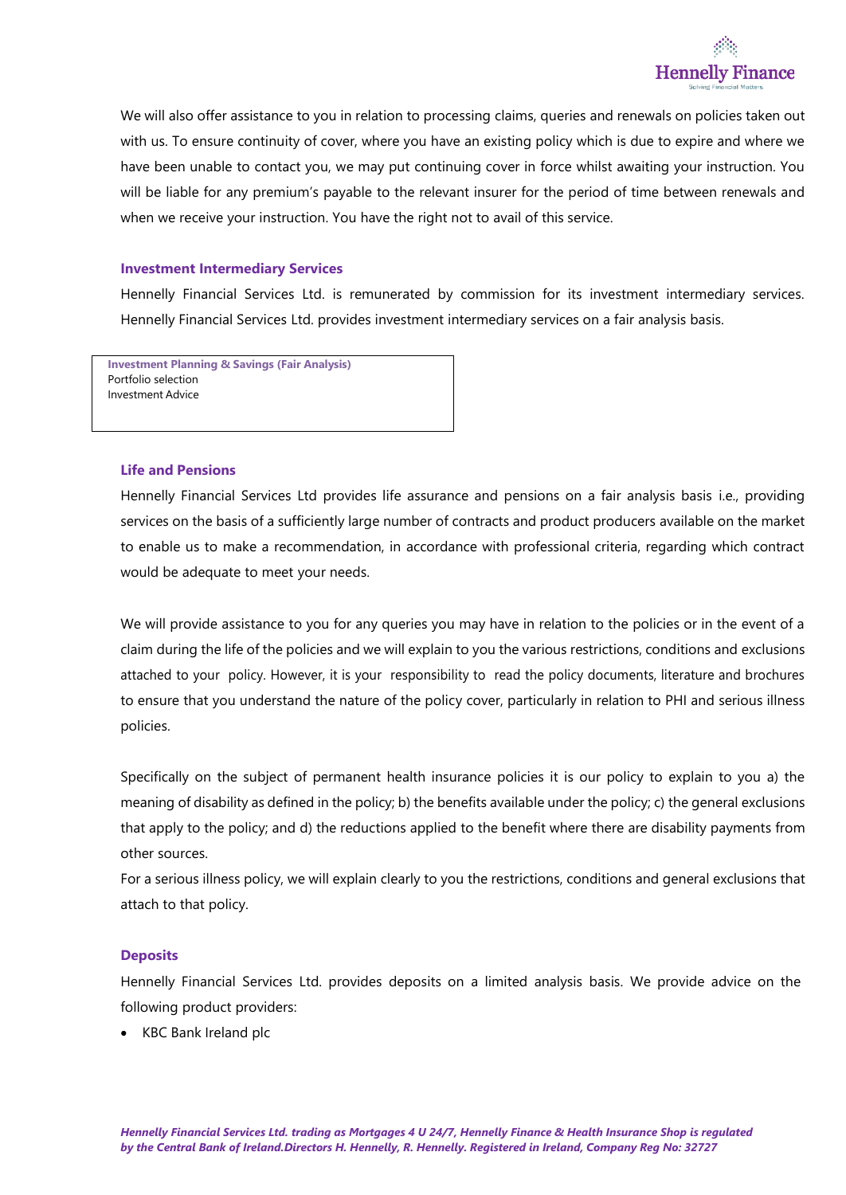We will also offer assistance to you in relation to processing claims, queries and renewals on policies taken out with us. To ensure continuity of cover, where you have an existing policy which is due to expire and where we have been unable to contact you, we may put continuing cover in force whilst awaiting your instruction. You will be liable for any premium's payable to the relevant insurer for the period of time between renewals and when we receive your instruction. You have the right not to avail of this service.

### Investment Intermediary Services

Hennelly Financial Services Ltd. is remunerated by commission for its investment intermediary services. Hennelly Financial Services Ltd. provides investment intermediary services on a fair analysis basis.

| **Investment Planning & Savings (Fair Analysis)** |
|---|
| Portfolio selection |
| Investment Advice |

### Life and Pensions

Hennelly Financial Services Ltd provides life assurance and pensions on a fair analysis basis i.e., providing services on the basis of a sufficiently large number of contracts and product producers available on the market to enable us to make a recommendation, in accordance with professional criteria, regarding which contract would be adequate to meet your needs.

We will provide assistance to you for any queries you may have in relation to the policies or in the event of a claim during the life of the policies and we will explain to you the various restrictions, conditions and exclusions attached to your policy. However, it is your responsibility to read the policy documents, literature and brochures to ensure that you understand the nature of the policy cover, particularly in relation to PHI and serious illness policies.

Specifically on the subject of permanent health insurance policies it is our policy to explain to you a) the meaning of disability as defined in the policy; b) the benefits available under the policy; c) the general exclusions that apply to the policy; and d) the reductions applied to the benefit where there are disability payments from other sources.

For a serious illness policy, we will explain clearly to you the restrictions, conditions and general exclusions that attach to that policy.

### Deposits

Hennelly Financial Services Ltd. provides deposits on a limited analysis basis. We provide advice on the following product providers:

- KBC Bank Ireland plc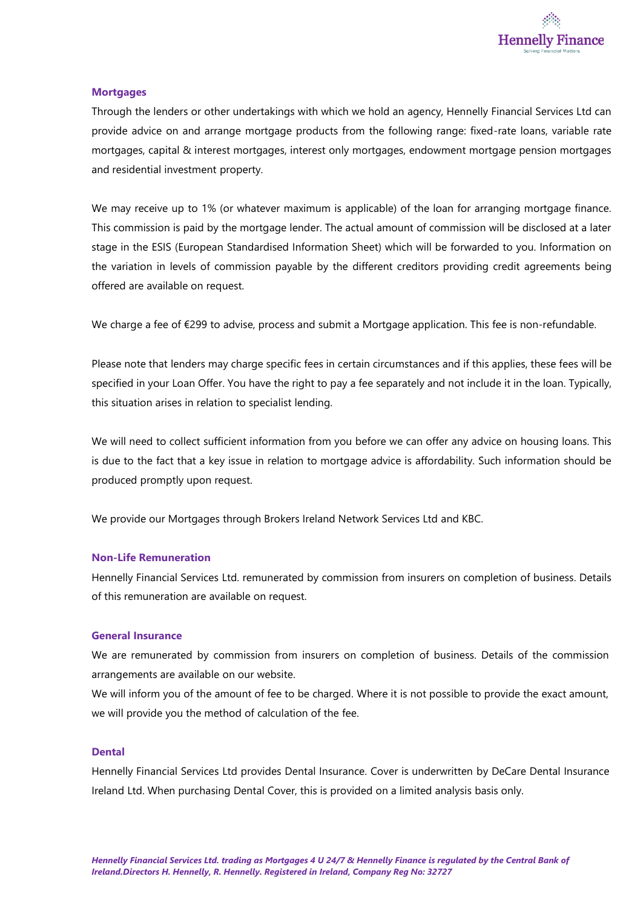### Mortgages

Through the lenders or other undertakings with which we hold an agency, Hennelly Financial Services Ltd can provide advice on and arrange mortgage products from the following range: fixed-rate loans, variable rate mortgages, capital & interest mortgages, interest only mortgages, endowment mortgage pension mortgages and residential investment property.

We may receive up to 1% (or whatever maximum is applicable) of the loan for arranging mortgage finance. This commission is paid by the mortgage lender. The actual amount of commission will be disclosed at a later stage in the ESIS (European Standardised Information Sheet) which will be forwarded to you. Information on the variation in levels of commission payable by the different creditors providing credit agreements being offered are available on request.

We charge a fee of €299 to advise, process and submit a Mortgage application. This fee is non-refundable.

Please note that lenders may charge specific fees in certain circumstances and if this applies, these fees will be specified in your Loan Offer. You have the right to pay a fee separately and not include it in the loan. Typically, this situation arises in relation to specialist lending.

We will need to collect sufficient information from you before we can offer any advice on housing loans. This is due to the fact that a key issue in relation to mortgage advice is affordability. Such information should be produced promptly upon request.

We provide our Mortgages through Brokers Ireland Network Services Ltd and KBC.

### Non-Life Remuneration

Hennelly Financial Services Ltd. remunerated by commission from insurers on completion of business. Details of this remuneration are available on request.

### General Insurance

We are remunerated by commission from insurers on completion of business. Details of the commission arrangements are available on our website.

We will inform you of the amount of fee to be charged. Where it is not possible to provide the exact amount, we will provide you the method of calculation of the fee.

### Dental

Hennelly Financial Services Ltd provides Dental Insurance. Cover is underwritten by DeCare Dental Insurance Ireland Ltd. When purchasing Dental Cover, this is provided on a limited analysis basis only.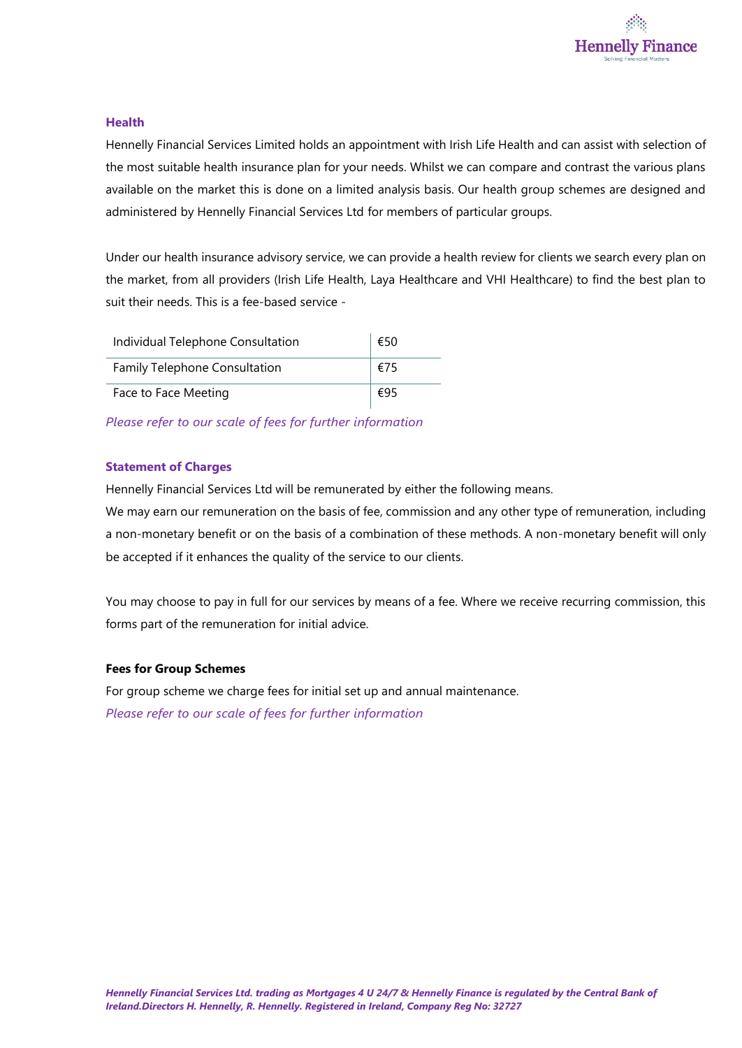### Health

Hennelly Financial Services Limited holds an appointment with Irish Life Health and can assist with selection of the most suitable health insurance plan for your needs. Whilst we can compare and contrast the various plans available on the market this is done on a limited analysis basis. Our health group schemes are designed and administered by Hennelly Financial Services Ltd for members of particular groups.

Under our health insurance advisory service, we can provide a health review for clients we search every plan on the market, from all providers (Irish Life Health, Laya Healthcare and VHI Healthcare) to find the best plan to suit their needs. This is a fee-based service -

| Individual Telephone Consultation | €50 |
|---|---|
| Family Telephone Consultation | €75 |
| Face to Face Meeting | €95 |

*Please refer to our scale of fees for further information*

### Statement of Charges

Hennelly Financial Services Ltd will be remunerated by either the following means.
We may earn our remuneration on the basis of fee, commission and any other type of remuneration, including a non-monetary benefit or on the basis of a combination of these methods. A non-monetary benefit will only be accepted if it enhances the quality of the service to our clients.

You may choose to pay in full for our services by means of a fee. Where we receive recurring commission, this forms part of the remuneration for initial advice.

**Fees for Group Schemes**

For group scheme we charge fees for initial set up and annual maintenance.
*Please refer to our scale of fees for further information*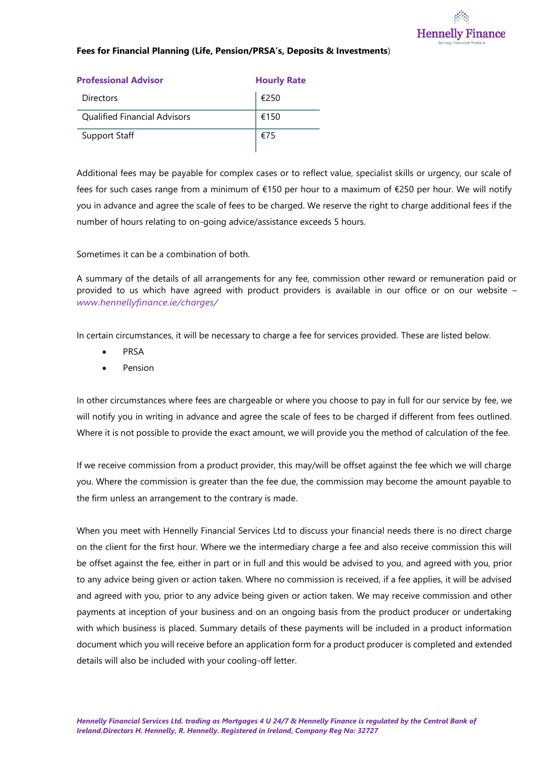**Fees for Financial Planning (Life, Pension/PRSA's, Deposits & Investments**)

| Professional Advisor | Hourly Rate |
| --- | --- |
| Directors | €250 |
| Qualified Financial Advisors | €150 |
| Support Staff | €75 |

Additional fees may be payable for complex cases or to reflect value, specialist skills or urgency, our scale of fees for such cases range from a minimum of €150 per hour to a maximum of €250 per hour. We will notify you in advance and agree the scale of fees to be charged. We reserve the right to charge additional fees if the number of hours relating to on-going advice/assistance exceeds 5 hours.

Sometimes it can be a combination of both.

A summary of the details of all arrangements for any fee, commission other reward or remuneration paid or provided to us which have agreed with product providers is available in our office or on our website – *www.hennellyfinance.ie/charges/*

In certain circumstances, it will be necessary to charge a fee for services provided. These are listed below.

- PRSA
- Pension

In other circumstances where fees are chargeable or where you choose to pay in full for our service by fee, we will notify you in writing in advance and agree the scale of fees to be charged if different from fees outlined. Where it is not possible to provide the exact amount, we will provide you the method of calculation of the fee.

If we receive commission from a product provider, this may/will be offset against the fee which we will charge you. Where the commission is greater than the fee due, the commission may become the amount payable to the firm unless an arrangement to the contrary is made.

When you meet with Hennelly Financial Services Ltd to discuss your financial needs there is no direct charge on the client for the first hour. Where we the intermediary charge a fee and also receive commission this will be offset against the fee, either in part or in full and this would be advised to you, and agreed with you, prior to any advice being given or action taken. Where no commission is received, if a fee applies, it will be advised and agreed with you, prior to any advice being given or action taken. We may receive commission and other payments at inception of your business and on an ongoing basis from the product producer or undertaking with which business is placed. Summary details of these payments will be included in a product information document which you will receive before an application form for a product producer is completed and extended details will also be included with your cooling-off letter.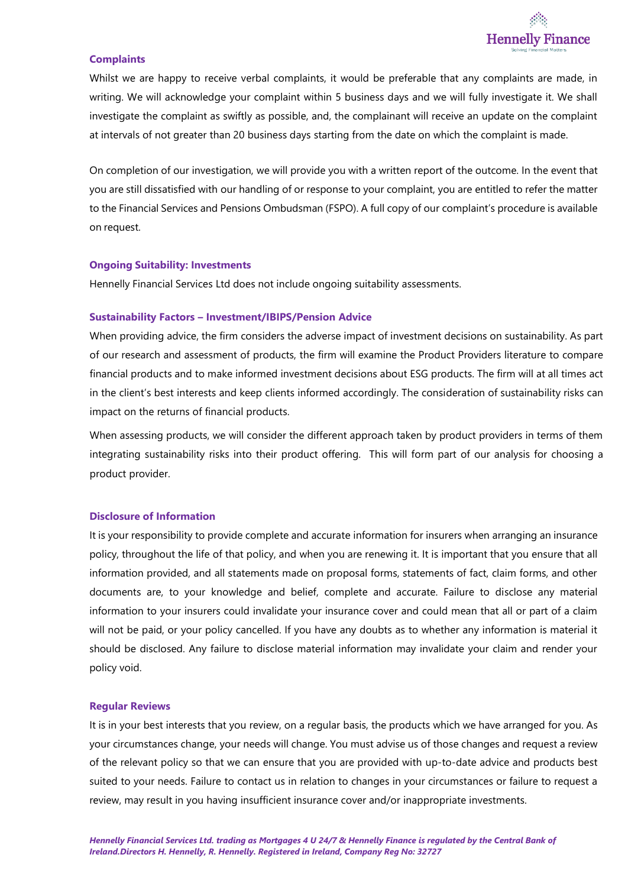### Complaints

Whilst we are happy to receive verbal complaints, it would be preferable that any complaints are made, in writing. We will acknowledge your complaint within 5 business days and we will fully investigate it. We shall investigate the complaint as swiftly as possible, and, the complainant will receive an update on the complaint at intervals of not greater than 20 business days starting from the date on which the complaint is made.

On completion of our investigation, we will provide you with a written report of the outcome. In the event that you are still dissatisfied with our handling of or response to your complaint, you are entitled to refer the matter to the Financial Services and Pensions Ombudsman (FSPO). A full copy of our complaint's procedure is available on request.

### Ongoing Suitability: Investments

Hennelly Financial Services Ltd does not include ongoing suitability assessments.

### Sustainability Factors – Investment/IBIPS/Pension Advice

When providing advice, the firm considers the adverse impact of investment decisions on sustainability. As part of our research and assessment of products, the firm will examine the Product Providers literature to compare financial products and to make informed investment decisions about ESG products. The firm will at all times act in the client's best interests and keep clients informed accordingly. The consideration of sustainability risks can impact on the returns of financial products.

When assessing products, we will consider the different approach taken by product providers in terms of them integrating sustainability risks into their product offering. This will form part of our analysis for choosing a product provider.

### Disclosure of Information

It is your responsibility to provide complete and accurate information for insurers when arranging an insurance policy, throughout the life of that policy, and when you are renewing it. It is important that you ensure that all information provided, and all statements made on proposal forms, statements of fact, claim forms, and other documents are, to your knowledge and belief, complete and accurate. Failure to disclose any material information to your insurers could invalidate your insurance cover and could mean that all or part of a claim will not be paid, or your policy cancelled. If you have any doubts as to whether any information is material it should be disclosed. Any failure to disclose material information may invalidate your claim and render your policy void.

### Regular Reviews

It is in your best interests that you review, on a regular basis, the products which we have arranged for you. As your circumstances change, your needs will change. You must advise us of those changes and request a review of the relevant policy so that we can ensure that you are provided with up-to-date advice and products best suited to your needs. Failure to contact us in relation to changes in your circumstances or failure to request a review, may result in you having insufficient insurance cover and/or inappropriate investments.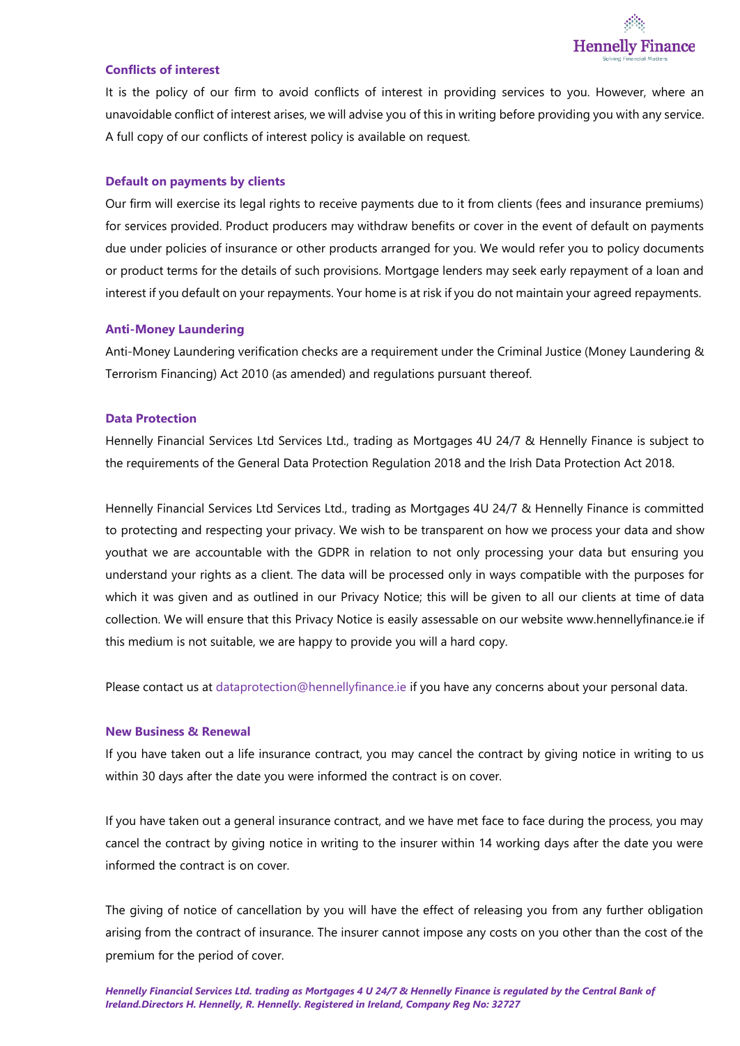### Conflicts of interest

It is the policy of our firm to avoid conflicts of interest in providing services to you. However, where an unavoidable conflict of interest arises, we will advise you of this in writing before providing you with any service. A full copy of our conflicts of interest policy is available on request.

### Default on payments by clients

Our firm will exercise its legal rights to receive payments due to it from clients (fees and insurance premiums) for services provided. Product producers may withdraw benefits or cover in the event of default on payments due under policies of insurance or other products arranged for you. We would refer you to policy documents or product terms for the details of such provisions. Mortgage lenders may seek early repayment of a loan and interest if you default on your repayments. Your home is at risk if you do not maintain your agreed repayments.

### Anti-Money Laundering

Anti-Money Laundering verification checks are a requirement under the Criminal Justice (Money Laundering & Terrorism Financing) Act 2010 (as amended) and regulations pursuant thereof.

### Data Protection

Hennelly Financial Services Ltd Services Ltd., trading as Mortgages 4U 24/7 & Hennelly Finance is subject to the requirements of the General Data Protection Regulation 2018 and the Irish Data Protection Act 2018.

Hennelly Financial Services Ltd Services Ltd., trading as Mortgages 4U 24/7 & Hennelly Finance is committed to protecting and respecting your privacy. We wish to be transparent on how we process your data and show youthat we are accountable with the GDPR in relation to not only processing your data but ensuring you understand your rights as a client. The data will be processed only in ways compatible with the purposes for which it was given and as outlined in our Privacy Notice; this will be given to all our clients at time of data collection. We will ensure that this Privacy Notice is easily assessable on our website www.hennellyfinance.ie if this medium is not suitable, we are happy to provide you will a hard copy.

Please contact us at dataprotection@hennellyfinance.ie if you have any concerns about your personal data.

### New Business & Renewal

If you have taken out a life insurance contract, you may cancel the contract by giving notice in writing to us within 30 days after the date you were informed the contract is on cover.

If you have taken out a general insurance contract, and we have met face to face during the process, you may cancel the contract by giving notice in writing to the insurer within 14 working days after the date you were informed the contract is on cover.

The giving of notice of cancellation by you will have the effect of releasing you from any further obligation arising from the contract of insurance. The insurer cannot impose any costs on you other than the cost of the premium for the period of cover.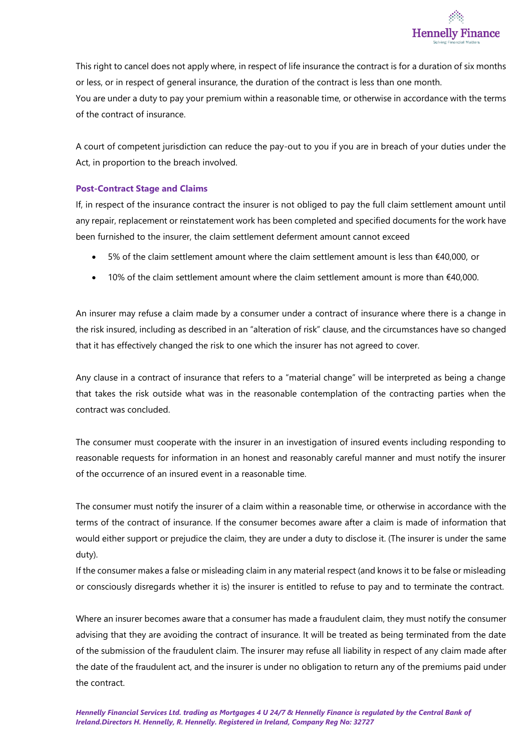This right to cancel does not apply where, in respect of life insurance the contract is for a duration of six months or less, or in respect of general insurance, the duration of the contract is less than one month.
You are under a duty to pay your premium within a reasonable time, or otherwise in accordance with the terms of the contract of insurance.

A court of competent jurisdiction can reduce the pay-out to you if you are in breach of your duties under the Act, in proportion to the breach involved.

### Post-Contract Stage and Claims

If, in respect of the insurance contract the insurer is not obliged to pay the full claim settlement amount until any repair, replacement or reinstatement work has been completed and specified documents for the work have been furnished to the insurer, the claim settlement deferment amount cannot exceed

- 5% of the claim settlement amount where the claim settlement amount is less than €40,000, or
- 10% of the claim settlement amount where the claim settlement amount is more than €40,000.

An insurer may refuse a claim made by a consumer under a contract of insurance where there is a change in the risk insured, including as described in an "alteration of risk" clause, and the circumstances have so changed that it has effectively changed the risk to one which the insurer has not agreed to cover.

Any clause in a contract of insurance that refers to a "material change" will be interpreted as being a change that takes the risk outside what was in the reasonable contemplation of the contracting parties when the contract was concluded.

The consumer must cooperate with the insurer in an investigation of insured events including responding to reasonable requests for information in an honest and reasonably careful manner and must notify the insurer of the occurrence of an insured event in a reasonable time.

The consumer must notify the insurer of a claim within a reasonable time, or otherwise in accordance with the terms of the contract of insurance. If the consumer becomes aware after a claim is made of information that would either support or prejudice the claim, they are under a duty to disclose it. (The insurer is under the same duty).
If the consumer makes a false or misleading claim in any material respect (and knows it to be false or misleading or consciously disregards whether it is) the insurer is entitled to refuse to pay and to terminate the contract.

Where an insurer becomes aware that a consumer has made a fraudulent claim, they must notify the consumer advising that they are avoiding the contract of insurance. It will be treated as being terminated from the date of the submission of the fraudulent claim. The insurer may refuse all liability in respect of any claim made after the date of the fraudulent act, and the insurer is under no obligation to return any of the premiums paid under the contract.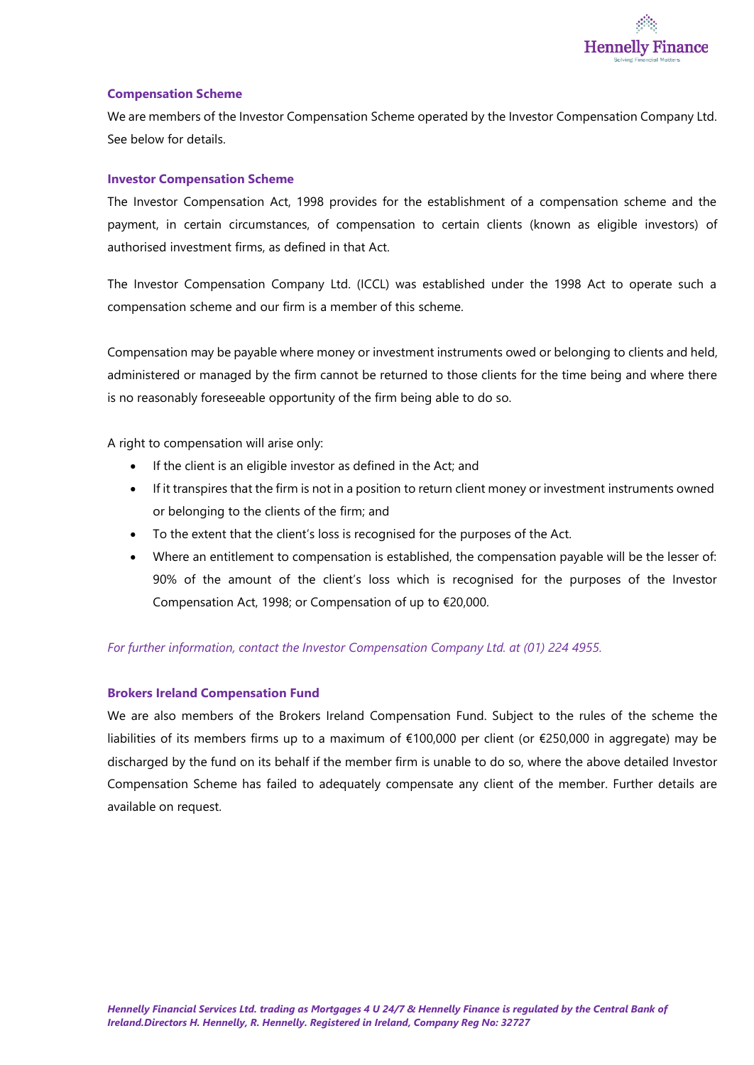### Compensation Scheme

We are members of the Investor Compensation Scheme operated by the Investor Compensation Company Ltd. See below for details.

### Investor Compensation Scheme

The Investor Compensation Act, 1998 provides for the establishment of a compensation scheme and the payment, in certain circumstances, of compensation to certain clients (known as eligible investors) of authorised investment firms, as defined in that Act.

The Investor Compensation Company Ltd. (ICCL) was established under the 1998 Act to operate such a compensation scheme and our firm is a member of this scheme.

Compensation may be payable where money or investment instruments owed or belonging to clients and held, administered or managed by the firm cannot be returned to those clients for the time being and where there is no reasonably foreseeable opportunity of the firm being able to do so.

A right to compensation will arise only:

- If the client is an eligible investor as defined in the Act; and
- If it transpires that the firm is not in a position to return client money or investment instruments owned or belonging to the clients of the firm; and
- To the extent that the client's loss is recognised for the purposes of the Act.
- Where an entitlement to compensation is established, the compensation payable will be the lesser of: 90% of the amount of the client's loss which is recognised for the purposes of the Investor Compensation Act, 1998; or Compensation of up to €20,000.

*For further information, contact the Investor Compensation Company Ltd. at (01) 224 4955.*

### Brokers Ireland Compensation Fund

We are also members of the Brokers Ireland Compensation Fund. Subject to the rules of the scheme the liabilities of its members firms up to a maximum of €100,000 per client (or €250,000 in aggregate) may be discharged by the fund on its behalf if the member firm is unable to do so, where the above detailed Investor Compensation Scheme has failed to adequately compensate any client of the member. Further details are available on request.